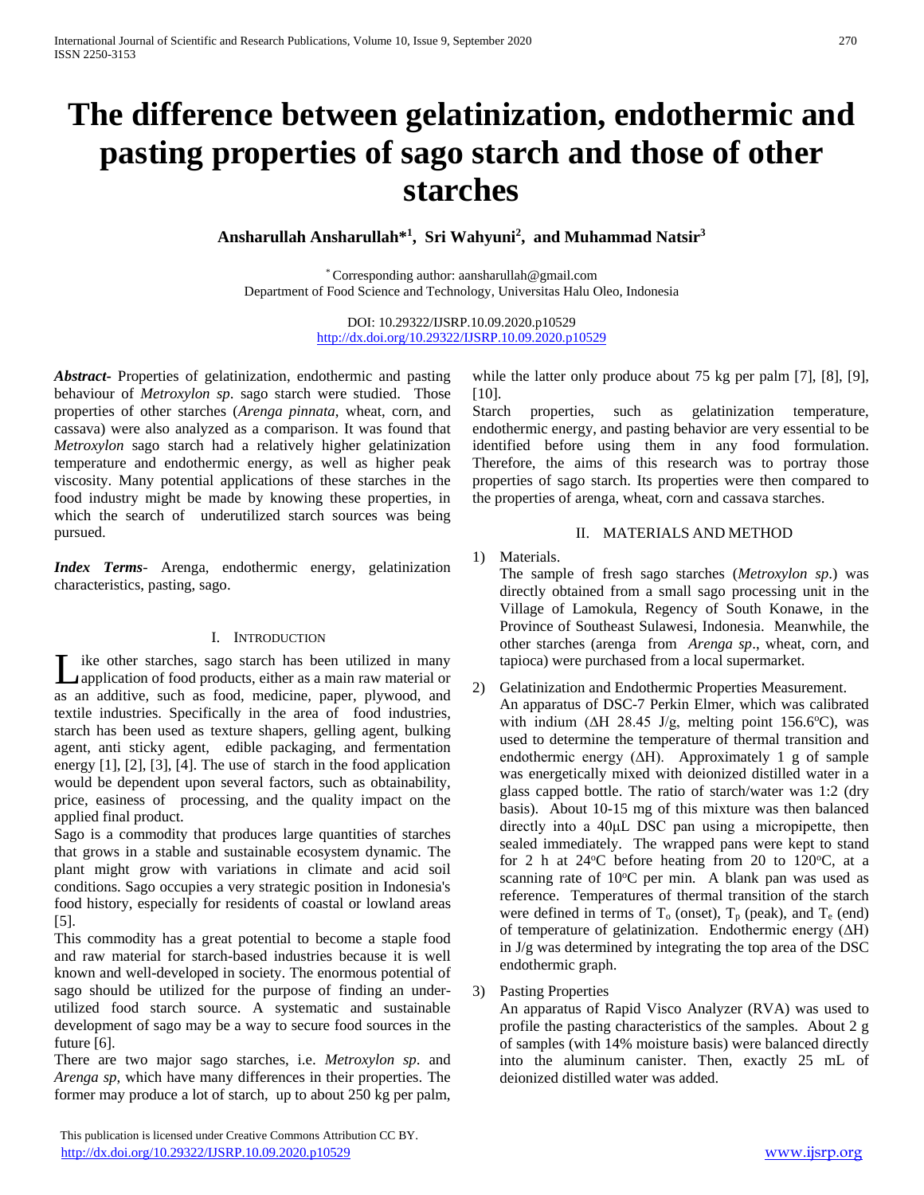# The difference between gelatinization, endothermic and pasting properties of sago starch and those of other starches

**Ansharullah Ansharullah*[1], Sri Wahyuni[2], and Muhammad Natsir[3]**

[*] Corresponding author: aansharullah@gmail.com
Department of Food Science and Technology, Universitas Halu Oleo, Indonesia

DOI: 10.29322/IJSRP.10.09.2020.p10529
http://dx.doi.org/10.29322/IJSRP.10.09.2020.p10529

***Abstract***- Properties of gelatinization, endothermic and pasting behaviour of *Metroxylon sp*. sago starch were studied. Those properties of other starches (*Arenga pinnata*, wheat, corn, and cassava) were also analyzed as a comparison. It was found that *Metroxylon* sago starch had a relatively higher gelatinization temperature and endothermic energy, as well as higher peak viscosity. Many potential applications of these starches in the food industry might be made by knowing these properties, in which the search of underutilized starch sources was being pursued.

***Index Terms***- Arenga, endothermic energy, gelatinization characteristics, pasting, sago.

## I. Introduction

Like other starches, sago starch has been utilized in many application of food products, either as a main raw material or as an additive, such as food, medicine, paper, plywood, and textile industries. Specifically in the area of food industries, starch has been used as texture shapers, gelling agent, bulking agent, anti sticky agent, edible packaging, and fermentation energy [1], [2], [3], [4]. The use of starch in the food application would be dependent upon several factors, such as obtainability, price, easiness of processing, and the quality impact on the applied final product.

Sago is a commodity that produces large quantities of starches that grows in a stable and sustainable ecosystem dynamic. The plant might grow with variations in climate and acid soil conditions. Sago occupies a very strategic position in Indonesia's food history, especially for residents of coastal or lowland areas [5].

This commodity has a great potential to become a staple food and raw material for starch-based industries because it is well known and well-developed in society. The enormous potential of sago should be utilized for the purpose of finding an under-utilized food starch source. A systematic and sustainable development of sago may be a way to secure food sources in the future [6].

There are two major sago starches, i.e. *Metroxylon sp*. and *Arenga sp*, which have many differences in their properties. The former may produce a lot of starch, up to about 250 kg per palm, while the latter only produce about 75 kg per palm [7], [8], [9], [10].

Starch properties, such as gelatinization temperature, endothermic energy, and pasting behavior are very essential to be identified before using them in any food formulation. Therefore, the aims of this research was to portray those properties of sago starch. Its properties were then compared to the properties of arenga, wheat, corn and cassava starches.

## II. Materials and Method

1) Materials.
   The sample of fresh sago starches (*Metroxylon sp*.) was directly obtained from a small sago processing unit in the Village of Lamokula, Regency of South Konawe, in the Province of Southeast Sulawesi, Indonesia. Meanwhile, the other starches (arenga from *Arenga sp*., wheat, corn, and tapioca) were purchased from a local supermarket.

2) Gelatinization and Endothermic Properties Measurement.
   An apparatus of DSC-7 Perkin Elmer, which was calibrated with indium ($\Delta H$ 28.45 J/g, melting point 156.6°C), was used to determine the temperature of thermal transition and endothermic energy ($\Delta H$). Approximately 1 g of sample was energetically mixed with deionized distilled water in a glass capped bottle. The ratio of starch/water was 1:2 (dry basis). About 10-15 mg of this mixture was then balanced directly into a 40μL DSC pan using a micropipette, then sealed immediately. The wrapped pans were kept to stand for 2 h at 24°C before heating from 20 to 120°C, at a scanning rate of 10°C per min. A blank pan was used as reference. Temperatures of thermal transition of the starch were defined in terms of $T_o$ (onset), $T_p$ (peak), and $T_e$ (end) of temperature of gelatinization. Endothermic energy ($\Delta H$) in J/g was determined by integrating the top area of the DSC endothermic graph.

3) Pasting Properties
   An apparatus of Rapid Visco Analyzer (RVA) was used to profile the pasting characteristics of the samples. About 2 g of samples (with 14% moisture basis) were balanced directly into the aluminum canister. Then, exactly 25 mL of deionized distilled water was added.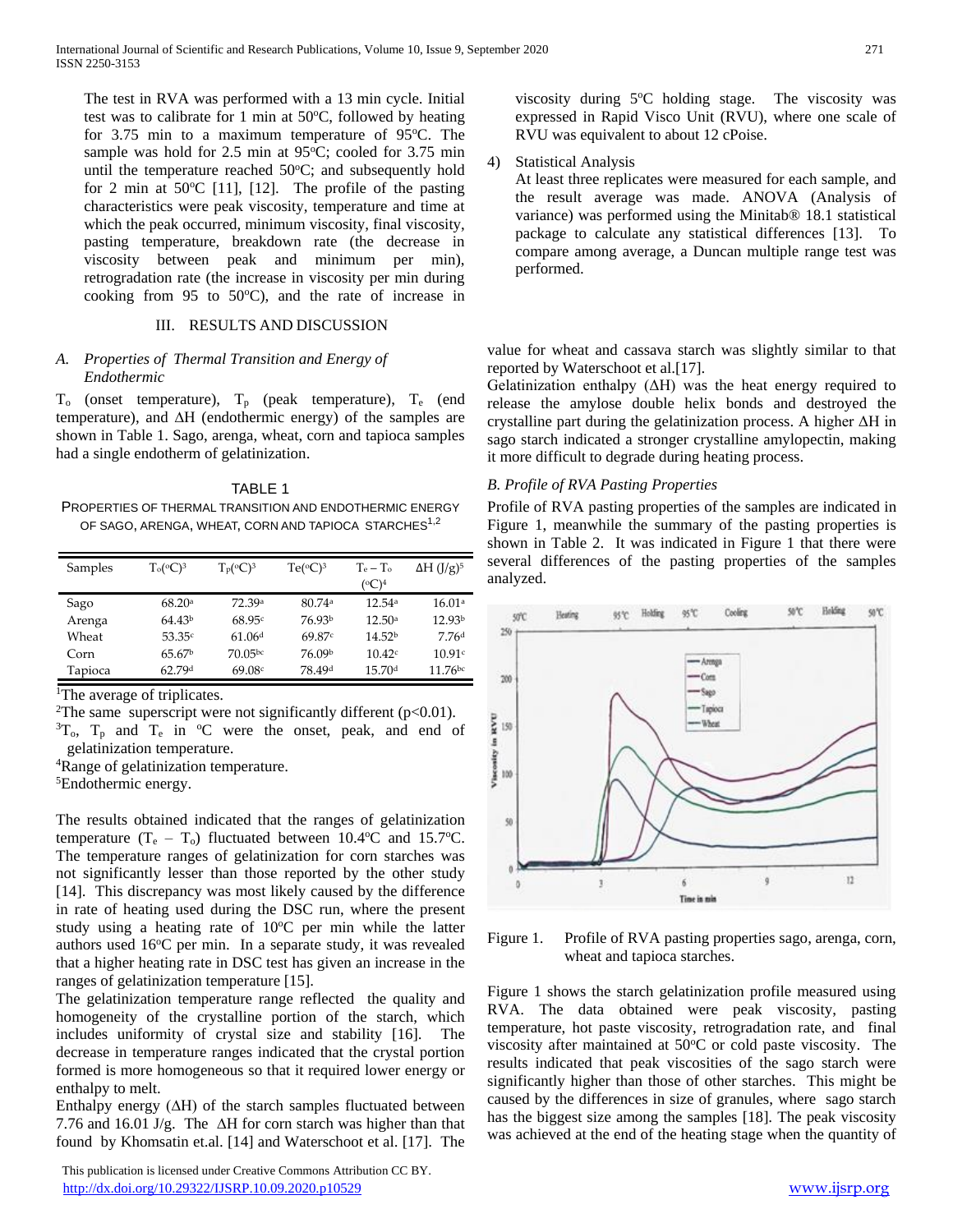The test in RVA was performed with a 13 min cycle. Initial test was to calibrate for 1 min at 50°C, followed by heating for 3.75 min to a maximum temperature of 95°C. The sample was hold for 2.5 min at 95°C; cooled for 3.75 min until the temperature reached 50°C; and subsequently hold for 2 min at 50°C [11], [12]. The profile of the pasting characteristics were peak viscosity, temperature and time at which the peak occurred, minimum viscosity, final viscosity, pasting temperature, breakdown rate (the decrease in viscosity between peak and minimum per min), retrogradation rate (the increase in viscosity per min during cooking from 95 to 50°C), and the rate of increase in viscosity during 5°C holding stage. The viscosity was expressed in Rapid Visco Unit (RVU), where one scale of RVU was equivalent to about 12 cPoise.

4) Statistical Analysis

At least three replicates were measured for each sample, and the result average was made. ANOVA (Analysis of variance) was performed using the Minitab® 18.1 statistical package to calculate any statistical differences [13]. To compare among average, a Duncan multiple range test was performed.

## III. RESULTS AND DISCUSSION

### A. *Properties of Thermal Transition and Energy of Endothermic*

$T_o$ (onset temperature), $T_p$ (peak temperature), $T_e$ (end temperature), and ΔH (endothermic energy) of the samples are shown in Table 1. Sago, arenga, wheat, corn and tapioca samples had a single endotherm of gelatinization.

TABLE 1
PROPERTIES OF THERMAL TRANSITION AND ENDOTHERMIC ENERGY OF SAGO, ARENGA, WHEAT, CORN AND TAPIOCA STARCHES[1,2]

| Samples | $T_o$(°C)[3] | $T_P$(°C)[3] | Te(°C)[3] | $T_e - T_o$ (°C)[4] | ΔH (J/g)[5] |
|---|---|---|---|---|---|
| Sago | 68.20[a] | 72.39[a] | 80.74[a] | 12.54[a] | 16.01[a] |
| Arenga | 64.43[b] | 68.95[c] | 76.93[b] | 12.50[a] | 12.93[b] |
| Wheat | 53.35[c] | 61.06[d] | 69.87[c] | 14.52[b] | 7.76[d] |
| Corn | 65.67[b] | 70.05[bc] | 76.09[b] | 10.42[c] | 10.91[c] |
| Tapioca | 62.79[d] | 69.08[c] | 78.49[d] | 15.70[d] | 11.76[bc] |

[1]The average of triplicates.
[2]The same superscript were not significantly different ($p<0.01$).
[3]$T_o$, $T_p$ and $T_e$ in °C were the onset, peak, and end of gelatinization temperature.
[4]Range of gelatinization temperature.
[5]Endothermic energy.

The results obtained indicated that the ranges of gelatinization temperature ($T_e - T_o$) fluctuated between 10.4°C and 15.7°C. The temperature ranges of gelatinization for corn starches was not significantly lesser than those reported by the other study [14]. This discrepancy was most likely caused by the difference in rate of heating used during the DSC run, where the present study using a heating rate of 10°C per min while the latter authors used 16°C per min. In a separate study, it was revealed that a higher heating rate in DSC test has given an increase in the ranges of gelatinization temperature [15].

The gelatinization temperature range reflected the quality and homogeneity of the crystalline portion of the starch, which includes uniformity of crystal size and stability [16]. The decrease in temperature ranges indicated that the crystal portion formed is more homogeneous so that it required lower energy or enthalpy to melt.

Enthalpy energy (ΔH) of the starch samples fluctuated between 7.76 and 16.01 J/g. The ΔH for corn starch was higher than that found by Khomsatin et.al. [14] and Waterschoot et al. [17]. The value for wheat and cassava starch was slightly similar to that reported by Waterschoot et al.[17].

Gelatinization enthalpy (ΔH) was the heat energy required to release the amylose double helix bonds and destroyed the crystalline part during the gelatinization process. A higher ΔH in sago starch indicated a stronger crystalline amylopectin, making it more difficult to degrade during heating process.

### B. *Profile of RVA Pasting Properties*

Profile of RVA pasting properties of the samples are indicated in Figure 1, meanwhile the summary of the pasting properties is shown in Table 2. It was indicated in Figure 1 that there were several differences of the pasting properties of the samples analyzed.

Figure 1. Profile of RVA pasting properties sago, arenga, corn, wheat and tapioca starches.

Figure 1 shows the starch gelatinization profile measured using RVA. The data obtained were peak viscosity, pasting temperature, hot paste viscosity, retrogradation rate, and final viscosity after maintained at 50°C or cold paste viscosity. The results indicated that peak viscosities of the sago starch were significantly higher than those of other starches. This might be caused by the differences in size of granules, where sago starch has the biggest size among the samples [18]. The peak viscosity was achieved at the end of the heating stage when the quantity of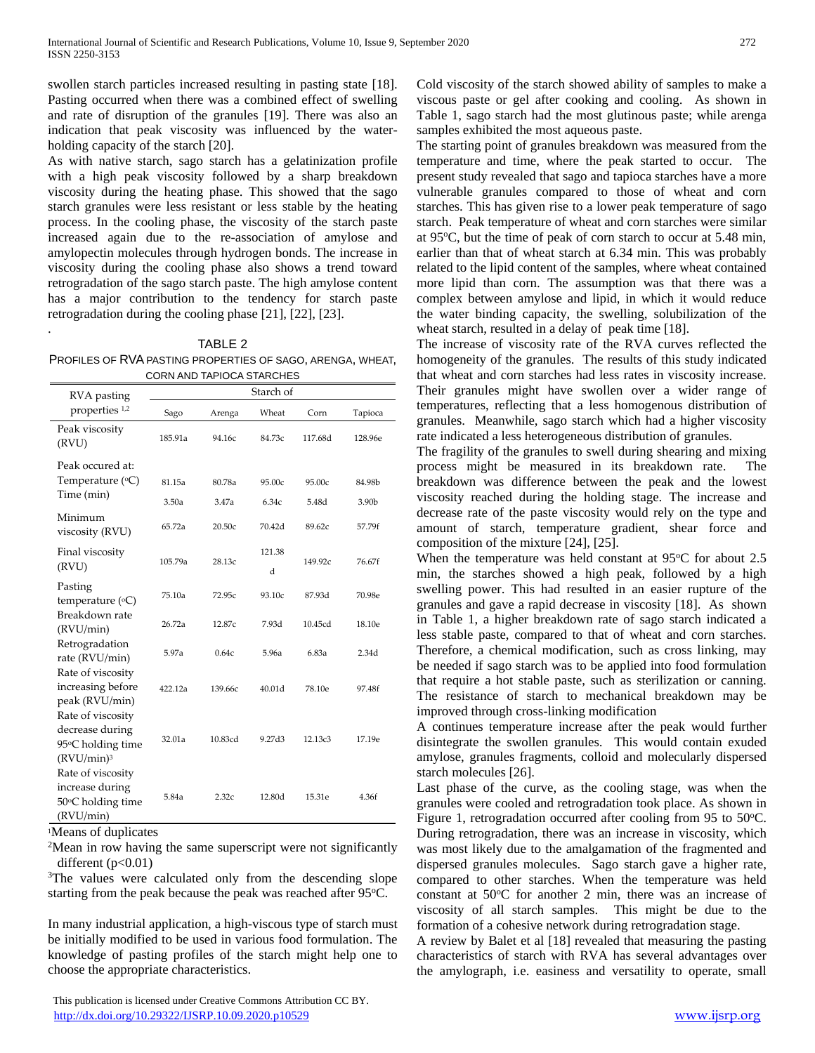swollen starch particles increased resulting in pasting state [18]. Pasting occurred when there was a combined effect of swelling and rate of disruption of the granules [19]. There was also an indication that peak viscosity was influenced by the water-holding capacity of the starch [20].

As with native starch, sago starch has a gelatinization profile with a high peak viscosity followed by a sharp breakdown viscosity during the heating phase. This showed that the sago starch granules were less resistant or less stable by the heating process. In the cooling phase, the viscosity of the starch paste increased again due to the re-association of amylose and amylopectin molecules through hydrogen bonds. The increase in viscosity during the cooling phase also shows a trend toward retrogradation of the sago starch paste. The high amylose content has a major contribution to the tendency for starch paste retrogradation during the cooling phase [21], [22], [23].

.

TABLE 2
PROFILES OF RVA PASTING PROPERTIES OF SAGO, ARENGA, WHEAT, CORN AND TAPIOCA STARCHES

| RVA pasting properties [1,2] | Starch of | | | | |
|---|---|---|---|---|---|
| | Sago | Arenga | Wheat | Corn | Tapioca |
| Peak viscosity (RVU) | 185.91a | 94.16c | 84.73c | 117.68d | 128.96e |
| Peak occured at: | | | | | |
| Temperature (°C) | 81.15a | 80.78a | 95.00c | 95.00c | 84.98b |
| Time (min) | 3.50a | 3.47a | 6.34c | 5.48d | 3.90b |
| Minimum viscosity (RVU) | 65.72a | 20.50c | 70.42d | 89.62c | 57.79f |
| Final viscosity (RVU) | 105.79a | 28.13c | 121.38 d | 149.92c | 76.67f |
| Pasting temperature (°C) | 75.10a | 72.95c | 93.10c | 87.93d | 70.98e |
| Breakdown rate (RVU/min) | 26.72a | 12.87c | 7.93d | 10.45cd | 18.10e |
| Retrogradation rate (RVU/min) | 5.97a | 0.64c | 5.96a | 6.83a | 2.34d |
| Rate of viscosity increasing before peak (RVU/min) | 422.12a | 139.66c | 40.01d | 78.10e | 97.48f |
| Rate of viscosity decrease during 95°C holding time (RVU/min)[3] | 32.01a | 10.83cd | 9.27d3 | 12.13c3 | 17.19e |
| Rate of viscosity increase during 50°C holding time (RVU/min) | 5.84a | 2.32c | 12.80d | 15.31e | 4.36f |

[1]Means of duplicates

[2]Mean in row having the same superscript were not significantly different ($p<0.01$)

[3]The values were calculated only from the descending slope starting from the peak because the peak was reached after 95°C.

In many industrial application, a high-viscous type of starch must be initially modified to be used in various food formulation. The knowledge of pasting profiles of the starch might help one to choose the appropriate characteristics.

Cold viscosity of the starch showed ability of samples to make a viscous paste or gel after cooking and cooling. As shown in Table 1, sago starch had the most glutinous paste; while arenga samples exhibited the most aqueous paste.

The starting point of granules breakdown was measured from the temperature and time, where the peak started to occur. The present study revealed that sago and tapioca starches have a more vulnerable granules compared to those of wheat and corn starches. This has given rise to a lower peak temperature of sago starch. Peak temperature of wheat and corn starches were similar at 95°C, but the time of peak of corn starch to occur at 5.48 min, earlier than that of wheat starch at 6.34 min. This was probably related to the lipid content of the samples, where wheat contained more lipid than corn. The assumption was that there was a complex between amylose and lipid, in which it would reduce the water binding capacity, the swelling, solubilization of the wheat starch, resulted in a delay of peak time [18].

The increase of viscosity rate of the RVA curves reflected the homogeneity of the granules. The results of this study indicated that wheat and corn starches had less rates in viscosity increase. Their granules might have swollen over a wider range of temperatures, reflecting that a less homogenous distribution of granules. Meanwhile, sago starch which had a higher viscosity rate indicated a less heterogeneous distribution of granules.

The fragility of the granules to swell during shearing and mixing process might be measured in its breakdown rate. The breakdown was difference between the peak and the lowest viscosity reached during the holding stage. The increase and decrease rate of the paste viscosity would rely on the type and amount of starch, temperature gradient, shear force and composition of the mixture [24], [25].

When the temperature was held constant at 95°C for about 2.5 min, the starches showed a high peak, followed by a high swelling power. This had resulted in an easier rupture of the granules and gave a rapid decrease in viscosity [18]. As shown in Table 1, a higher breakdown rate of sago starch indicated a less stable paste, compared to that of wheat and corn starches. Therefore, a chemical modification, such as cross linking, may be needed if sago starch was to be applied into food formulation that require a hot stable paste, such as sterilization or canning. The resistance of starch to mechanical breakdown may be improved through cross-linking modification

A continues temperature increase after the peak would further disintegrate the swollen granules. This would contain exuded amylose, granules fragments, colloid and molecularly dispersed starch molecules [26].

Last phase of the curve, as the cooling stage, was when the granules were cooled and retrogradation took place. As shown in Figure 1, retrogradation occurred after cooling from 95 to 50°C. During retrogradation, there was an increase in viscosity, which was most likely due to the amalgamation of the fragmented and dispersed granules molecules. Sago starch gave a higher rate, compared to other starches. When the temperature was held constant at 50°C for another 2 min, there was an increase of viscosity of all starch samples. This might be due to the formation of a cohesive network during retrogradation stage.

A review by Balet et al [18] revealed that measuring the pasting characteristics of starch with RVA has several advantages over the amylograph, i.e. easiness and versatility to operate, small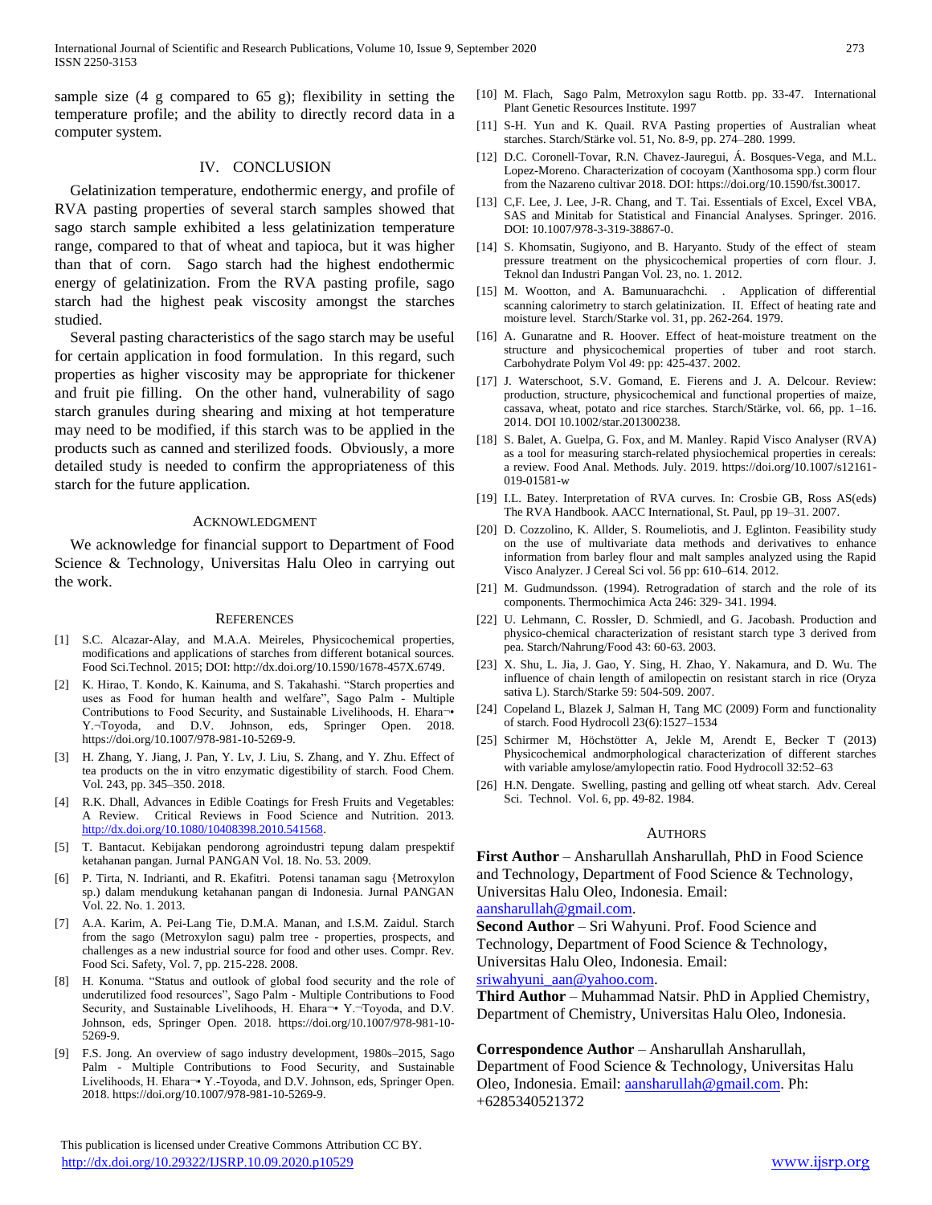sample size (4 g compared to 65 g); flexibility in setting the temperature profile; and the ability to directly record data in a computer system.

## IV. CONCLUSION

Gelatinization temperature, endothermic energy, and profile of RVA pasting properties of several starch samples showed that sago starch sample exhibited a less gelatinization temperature range, compared to that of wheat and tapioca, but it was higher than that of corn. Sago starch had the highest endothermic energy of gelatinization. From the RVA pasting profile, sago starch had the highest peak viscosity amongst the starches studied.

Several pasting characteristics of the sago starch may be useful for certain application in food formulation. In this regard, such properties as higher viscosity may be appropriate for thickener and fruit pie filling. On the other hand, vulnerability of sago starch granules during shearing and mixing at hot temperature may need to be modified, if this starch was to be applied in the products such as canned and sterilized foods. Obviously, a more detailed study is needed to confirm the appropriateness of this starch for the future application.

## ACKNOWLEDGMENT

We acknowledge for financial support to Department of Food Science & Technology, Universitas Halu Oleo in carrying out the work.

## REFERENCES

[1] S.C. Alcazar-Alay, and M.A.A. Meireles, Physicochemical properties, modifications and applications of starches from different botanical sources. Food Sci.Technol. 2015; DOI: http://dx.doi.org/10.1590/1678-457X.6749.

[2] K. Hirao, T. Kondo, K. Kainuma, and S. Takahashi. "Starch properties and uses as Food for human health and welfare", Sago Palm - Multiple Contributions to Food Security, and Sustainable Livelihoods, H. Ehara¬• Y.¬Toyoda, and D.V. Johnson, eds, Springer Open. 2018. https://doi.org/10.1007/978-981-10-5269-9.

[3] H. Zhang, Y. Jiang, J. Pan, Y. Lv, J. Liu, S. Zhang, and Y. Zhu. Effect of tea products on the in vitro enzymatic digestibility of starch. Food Chem. Vol. 243, pp. 345–350. 2018.

[4] R.K. Dhall, Advances in Edible Coatings for Fresh Fruits and Vegetables: A Review. Critical Reviews in Food Science and Nutrition. 2013. http://dx.doi.org/10.1080/10408398.2010.541568.

[5] T. Bantacut. Kebijakan pendorong agroindustri tepung dalam prespektif ketahanan pangan. Jurnal PANGAN Vol. 18. No. 53. 2009.

[6] P. Tirta, N. Indrianti, and R. Ekafitri. Potensi tanaman sagu {Metroxylon sp.) dalam mendukung ketahanan pangan di Indonesia. Jurnal PANGAN Vol. 22. No. 1. 2013.

[7] A.A. Karim, A. Pei-Lang Tie, D.M.A. Manan, and I.S.M. Zaidul. Starch from the sago (Metroxylon sagu) palm tree - properties, prospects, and challenges as a new industrial source for food and other uses. Compr. Rev. Food Sci. Safety, Vol. 7, pp. 215-228. 2008.

[8] H. Konuma. "Status and outlook of global food security and the role of underutilized food resources", Sago Palm - Multiple Contributions to Food Security, and Sustainable Livelihoods, H. Ehara¬• Y.¬Toyoda, and D.V. Johnson, eds, Springer Open. 2018. https://doi.org/10.1007/978-981-10-5269-9.

[9] F.S. Jong. An overview of sago industry development, 1980s–2015, Sago Palm - Multiple Contributions to Food Security, and Sustainable Livelihoods, H. Ehara¬• Y.-Toyoda, and D.V. Johnson, eds, Springer Open. 2018. https://doi.org/10.1007/978-981-10-5269-9.

[10] M. Flach, Sago Palm, Metroxylon sagu Rottb. pp. 33-47. International Plant Genetic Resources Institute. 1997

[11] S-H. Yun and K. Quail. RVA Pasting properties of Australian wheat starches. Starch/Stärke vol. 51, No. 8-9, pp. 274–280. 1999.

[12] D.C. Coronell-Tovar, R.N. Chavez-Jauregui, Á. Bosques-Vega, and M.L. Lopez-Moreno. Characterization of cocoyam (Xanthosoma spp.) corm flour from the Nazareno cultivar 2018. DOI: https://doi.org/10.1590/fst.30017.

[13] C,F. Lee, J. Lee, J-R. Chang, and T. Tai. Essentials of Excel, Excel VBA, SAS and Minitab for Statistical and Financial Analyses. Springer. 2016. DOI: 10.1007/978-3-319-38867-0.

[14] S. Khomsatin, Sugiyono, and B. Haryanto. Study of the effect of steam pressure treatment on the physicochemical properties of corn flour. J. Teknol dan Industri Pangan Vol. 23, no. 1. 2012.

[15] M. Wootton, and A. Bamunuarachchi. . Application of differential scanning calorimetry to starch gelatinization. II. Effect of heating rate and moisture level. Starch/Starke vol. 31, pp. 262-264. 1979.

[16] A. Gunaratne and R. Hoover. Effect of heat-moisture treatment on the structure and physicochemical properties of tuber and root starch. Carbohydrate Polym Vol 49: pp: 425-437. 2002.

[17] J. Waterschoot, S.V. Gomand, E. Fierens and J. A. Delcour. Review: production, structure, physicochemical and functional properties of maize, cassava, wheat, potato and rice starches. Starch/Stärke, vol. 66, pp. 1–16. 2014. DOI 10.1002/star.201300238.

[18] S. Balet, A. Guelpa, G. Fox, and M. Manley. Rapid Visco Analyser (RVA) as a tool for measuring starch-related physiochemical properties in cereals: a review. Food Anal. Methods. July. 2019. https://doi.org/10.1007/s12161-019-01581-w

[19] I.L. Batey. Interpretation of RVA curves. In: Crosbie GB, Ross AS(eds) The RVA Handbook. AACC International, St. Paul, pp 19–31. 2007.

[20] D. Cozzolino, K. Allder, S. Roumeliotis, and J. Eglinton. Feasibility study on the use of multivariate data methods and derivatives to enhance information from barley flour and malt samples analyzed using the Rapid Visco Analyzer. J Cereal Sci vol. 56 pp: 610–614. 2012.

[21] M. Gudmundsson. (1994). Retrogradation of starch and the role of its components. Thermochimica Acta 246: 329- 341. 1994.

[22] U. Lehmann, C. Rossler, D. Schmiedl, and G. Jacobash. Production and physico-chemical characterization of resistant starch type 3 derived from pea. Starch/Nahrung/Food 43: 60-63. 2003.

[23] X. Shu, L. Jia, J. Gao, Y. Sing, H. Zhao, Y. Nakamura, and D. Wu. The influence of chain length of amilopectin on resistant starch in rice (Oryza sativa L). Starch/Starke 59: 504-509. 2007.

[24] Copeland L, Blazek J, Salman H, Tang MC (2009) Form and functionality of starch. Food Hydrocoll 23(6):1527–1534

[25] Schirmer M, Höchstötter A, Jekle M, Arendt E, Becker T (2013) Physicochemical andmorphological characterization of different starches with variable amylose/amylopectin ratio. Food Hydrocoll 32:52–63

[26] H.N. Dengate. Swelling, pasting and gelling otf wheat starch. Adv. Cereal Sci. Technol. Vol. 6, pp. 49-82. 1984.

## AUTHORS

**First Author** – Ansharullah Ansharullah, PhD in Food Science and Technology, Department of Food Science & Technology, Universitas Halu Oleo, Indonesia. Email: aansharullah@gmail.com.

**Second Author** – Sri Wahyuni. Prof. Food Science and Technology, Department of Food Science & Technology, Universitas Halu Oleo, Indonesia. Email: sriwahyuni_aan@yahoo.com.

**Third Author** – Muhammad Natsir. PhD in Applied Chemistry, Department of Chemistry, Universitas Halu Oleo, Indonesia.

**Correspondence Author** – Ansharullah Ansharullah, Department of Food Science & Technology, Universitas Halu Oleo, Indonesia. Email: aansharullah@gmail.com. Ph: +6285340521372